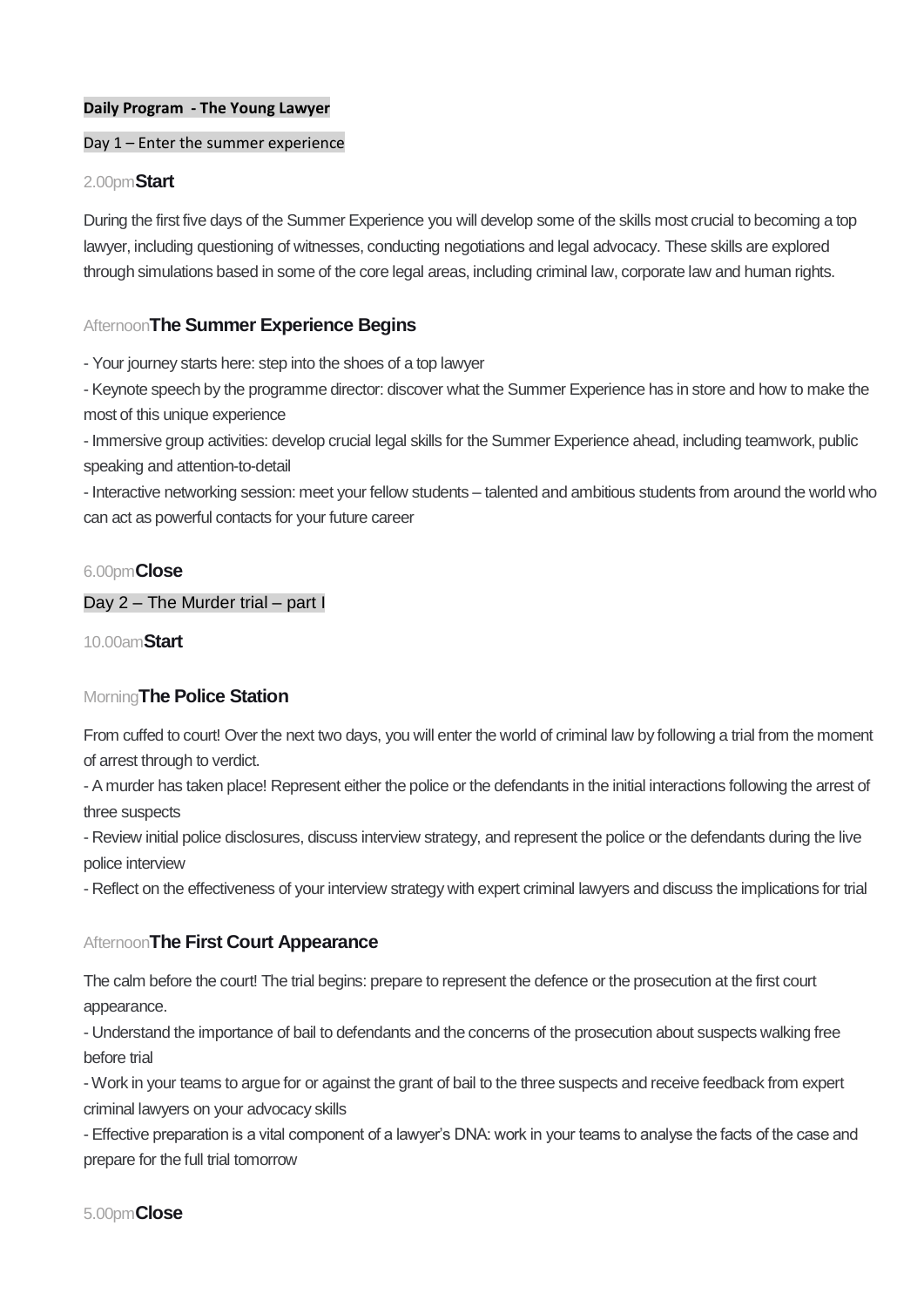**Daily Program - The Young Lawyer**

Day 1 – Enter the summer experience

2.00pm **Start**

During the first five days of the Summer Experience you will develop some of the skills most crucial to becoming a top lawyer, including questioning of witnesses, conducting negotiations and legal advocacy. These skills are explored through simulations based in some of the core legal areas, including criminal law, corporate law and human rights.

Afternoon **The Summer Experience Begins**

- Your journey starts here: step into the shoes of a top lawyer
- Keynote speech by the programme director: discover what the Summer Experience has in store and how to make the most of this unique experience
- Immersive group activities: develop crucial legal skills for the Summer Experience ahead, including teamwork, public speaking and attention-to-detail
- Interactive networking session: meet your fellow students – talented and ambitious students from around the world who can act as powerful contacts for your future career

6.00pm **Close**

Day 2 – The Murder trial – part I

10.00am **Start**

Morning **The Police Station**

From cuffed to court! Over the next two days, you will enter the world of criminal law by following a trial from the moment of arrest through to verdict.

- A murder has taken place! Represent either the police or the defendants in the initial interactions following the arrest of three suspects
- Review initial police disclosures, discuss interview strategy, and represent the police or the defendants during the live police interview
- Reflect on the effectiveness of your interview strategy with expert criminal lawyers and discuss the implications for trial

Afternoon **The First Court Appearance**

The calm before the court! The trial begins: prepare to represent the defence or the prosecution at the first court appearance.

- Understand the importance of bail to defendants and the concerns of the prosecution about suspects walking free before trial
- Work in your teams to argue for or against the grant of bail to the three suspects and receive feedback from expert criminal lawyers on your advocacy skills
- Effective preparation is a vital component of a lawyer's DNA: work in your teams to analyse the facts of the case and prepare for the full trial tomorrow

5.00pm **Close**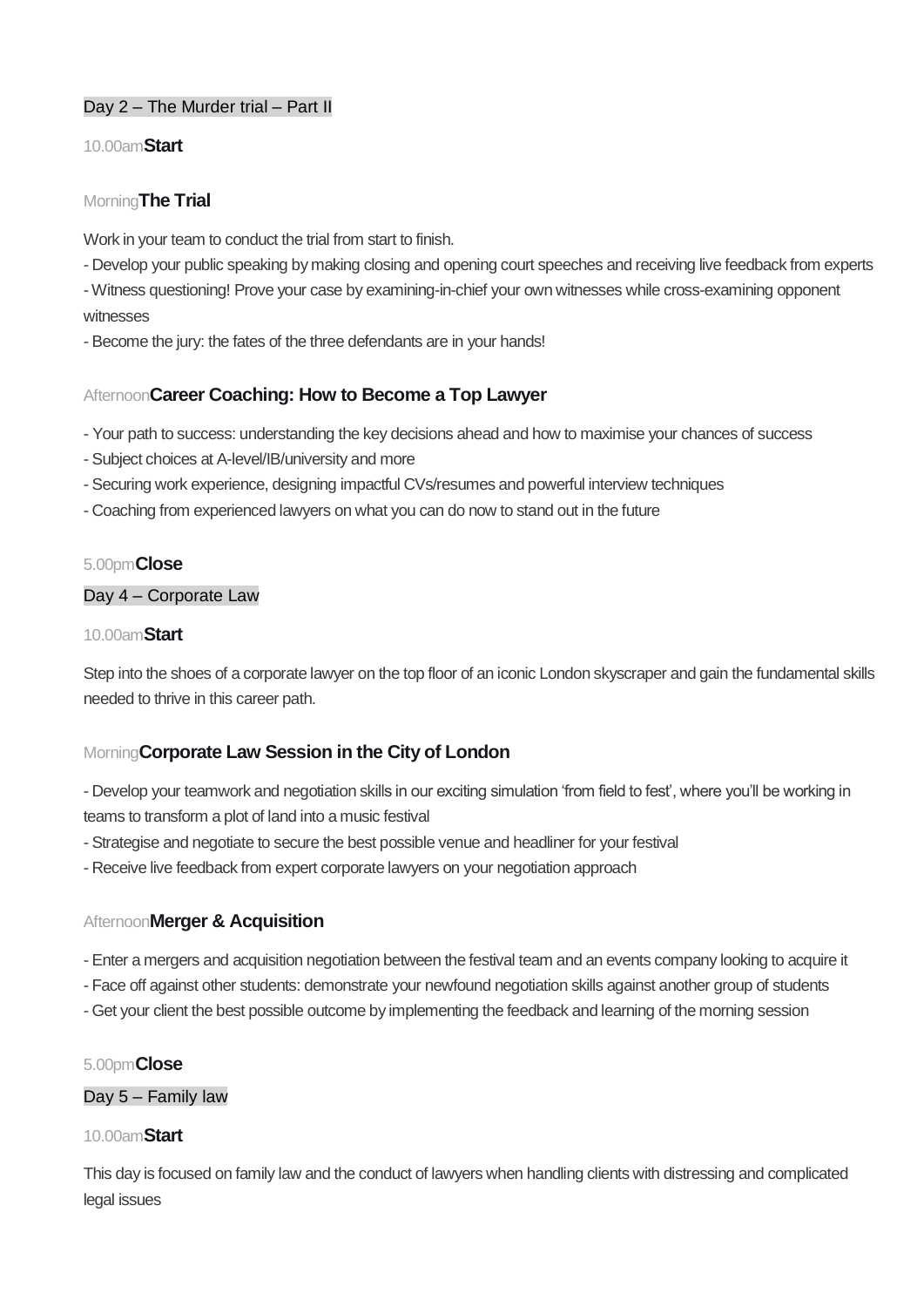## Day 2 – The Murder trial – Part II

10.00am **Start**

Morning **The Trial**

Work in your team to conduct the trial from start to finish.

- Develop your public speaking by making closing and opening court speeches and receiving live feedback from experts
- Witness questioning! Prove your case by examining-in-chief your own witnesses while cross-examining opponent witnesses
- Become the jury: the fates of the three defendants are in your hands!

Afternoon **Career Coaching: How to Become a Top Lawyer**

- Your path to success: understanding the key decisions ahead and how to maximise your chances of success
- Subject choices at A-level/IB/university and more
- Securing work experience, designing impactful CVs/resumes and powerful interview techniques
- Coaching from experienced lawyers on what you can do now to stand out in the future

5.00pm **Close**

## Day 4 – Corporate Law

10.00am **Start**

Step into the shoes of a corporate lawyer on the top floor of an iconic London skyscraper and gain the fundamental skills needed to thrive in this career path.

Morning **Corporate Law Session in the City of London**

- Develop your teamwork and negotiation skills in our exciting simulation 'from field to fest', where you'll be working in teams to transform a plot of land into a music festival
- Strategise and negotiate to secure the best possible venue and headliner for your festival
- Receive live feedback from expert corporate lawyers on your negotiation approach

Afternoon **Merger & Acquisition**

- Enter a mergers and acquisition negotiation between the festival team and an events company looking to acquire it
- Face off against other students: demonstrate your newfound negotiation skills against another group of students
- Get your client the best possible outcome by implementing the feedback and learning of the morning session

5.00pm **Close**

## Day 5 – Family law

10.00am **Start**

This day is focused on family law and the conduct of lawyers when handling clients with distressing and complicated legal issues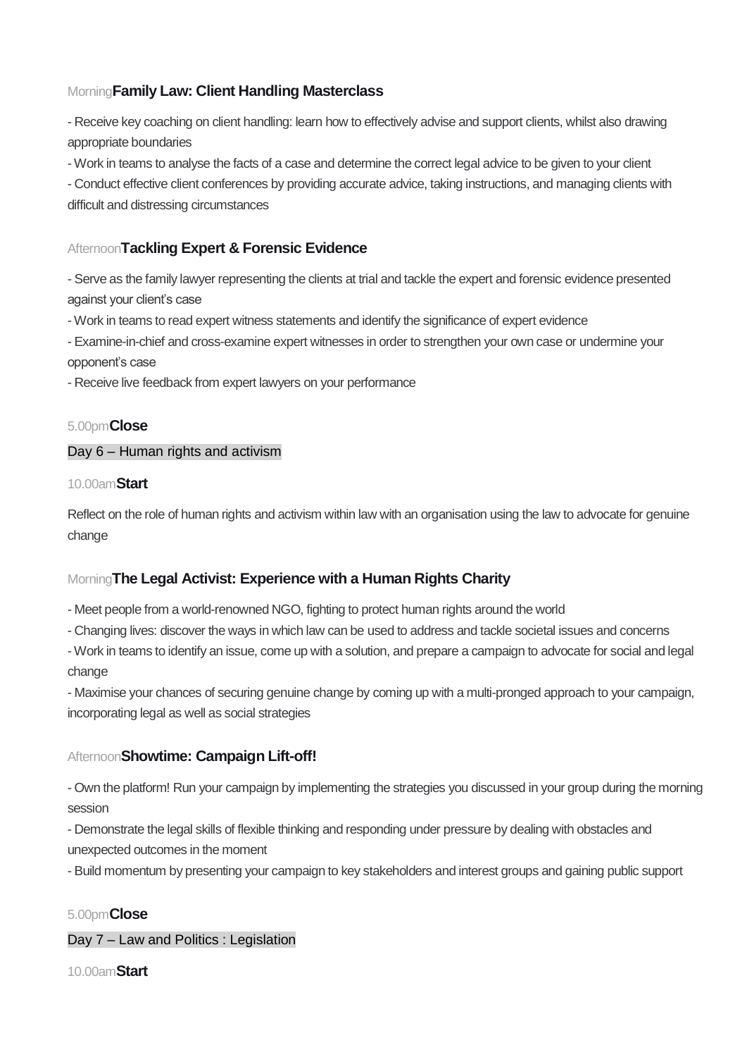Morning **Family Law: Client Handling Masterclass**

- Receive key coaching on client handling: learn how to effectively advise and support clients, whilst also drawing appropriate boundaries
- Work in teams to analyse the facts of a case and determine the correct legal advice to be given to your client
- Conduct effective client conferences by providing accurate advice, taking instructions, and managing clients with difficult and distressing circumstances

Afternoon **Tackling Expert & Forensic Evidence**

- Serve as the family lawyer representing the clients at trial and tackle the expert and forensic evidence presented against your client's case
- Work in teams to read expert witness statements and identify the significance of expert evidence
- Examine-in-chief and cross-examine expert witnesses in order to strengthen your own case or undermine your opponent's case
- Receive live feedback from expert lawyers on your performance

5.00pm **Close**

## Day 6 – Human rights and activism

10.00am **Start**

Reflect on the role of human rights and activism within law with an organisation using the law to advocate for genuine change

Morning **The Legal Activist: Experience with a Human Rights Charity**

- Meet people from a world-renowned NGO, fighting to protect human rights around the world
- Changing lives: discover the ways in which law can be used to address and tackle societal issues and concerns
- Work in teams to identify an issue, come up with a solution, and prepare a campaign to advocate for social and legal change
- Maximise your chances of securing genuine change by coming up with a multi-pronged approach to your campaign, incorporating legal as well as social strategies

Afternoon **Showtime: Campaign Lift-off!**

- Own the platform! Run your campaign by implementing the strategies you discussed in your group during the morning session
- Demonstrate the legal skills of flexible thinking and responding under pressure by dealing with obstacles and unexpected outcomes in the moment
- Build momentum by presenting your campaign to key stakeholders and interest groups and gaining public support

5.00pm **Close**

## Day 7 – Law and Politics : Legislation

10.00am **Start**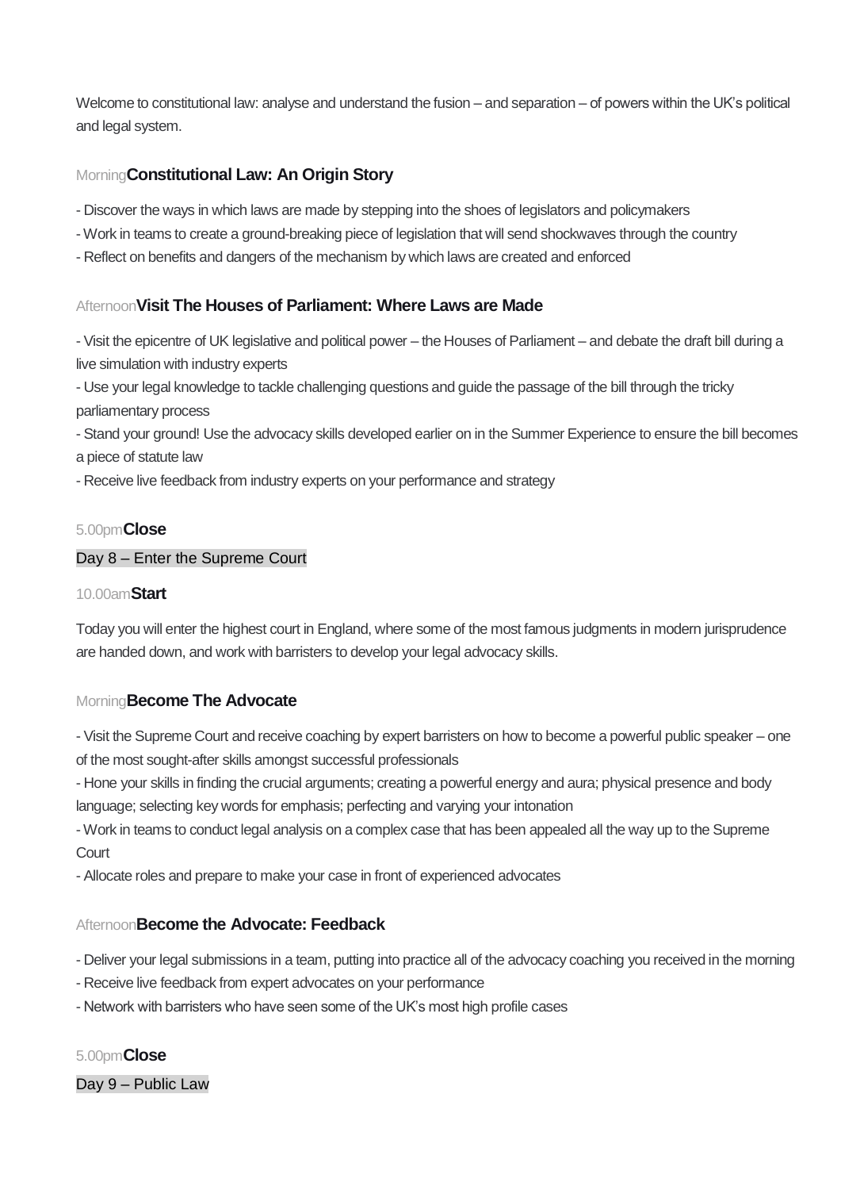Welcome to constitutional law: analyse and understand the fusion – and separation – of powers within the UK's political and legal system.

Morning**Constitutional Law: An Origin Story**

- Discover the ways in which laws are made by stepping into the shoes of legislators and policymakers
- Work in teams to create a ground-breaking piece of legislation that will send shockwaves through the country
- Reflect on benefits and dangers of the mechanism by which laws are created and enforced

Afternoon**Visit The Houses of Parliament: Where Laws are Made**

- Visit the epicentre of UK legislative and political power – the Houses of Parliament – and debate the draft bill during a live simulation with industry experts
- Use your legal knowledge to tackle challenging questions and guide the passage of the bill through the tricky parliamentary process
- Stand your ground! Use the advocacy skills developed earlier on in the Summer Experience to ensure the bill becomes a piece of statute law
- Receive live feedback from industry experts on your performance and strategy

5.00pm**Close**

## Day 8 – Enter the Supreme Court

10.00am**Start**

Today you will enter the highest court in England, where some of the most famous judgments in modern jurisprudence are handed down, and work with barristers to develop your legal advocacy skills.

Morning**Become The Advocate**

- Visit the Supreme Court and receive coaching by expert barristers on how to become a powerful public speaker – one of the most sought-after skills amongst successful professionals
- Hone your skills in finding the crucial arguments; creating a powerful energy and aura; physical presence and body language; selecting key words for emphasis; perfecting and varying your intonation
- Work in teams to conduct legal analysis on a complex case that has been appealed all the way up to the Supreme Court
- Allocate roles and prepare to make your case in front of experienced advocates

Afternoon**Become the Advocate: Feedback**

- Deliver your legal submissions in a team, putting into practice all of the advocacy coaching you received in the morning
- Receive live feedback from expert advocates on your performance
- Network with barristers who have seen some of the UK's most high profile cases

5.00pm**Close**

## Day 9 – Public Law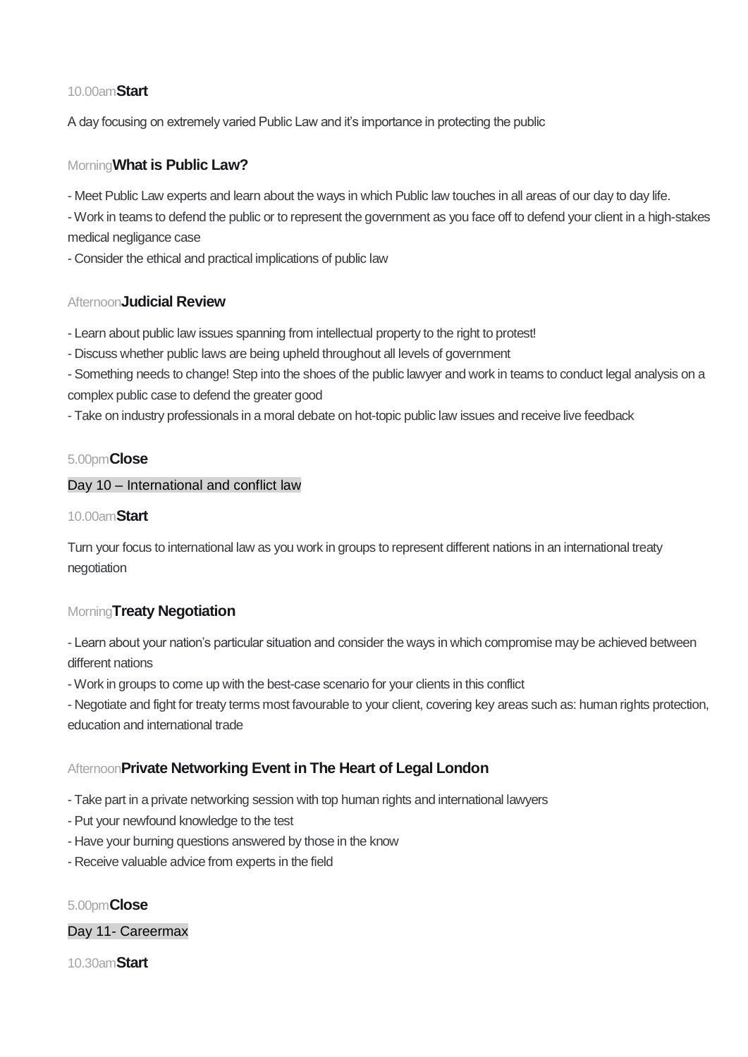10.00am**Start**

A day focusing on extremely varied Public Law and it's importance in protecting the public

Morning**What is Public Law?**

- Meet Public Law experts and learn about the ways in which Public law touches in all areas of our day to day life.
- Work in teams to defend the public or to represent the government as you face off to defend your client in a high-stakes medical negligance case
- Consider the ethical and practical implications of public law

Afternoon**Judicial Review**

- Learn about public law issues spanning from intellectual property to the right to protest!
- Discuss whether public laws are being upheld throughout all levels of government
- Something needs to change! Step into the shoes of the public lawyer and work in teams to conduct legal analysis on a complex public case to defend the greater good
- Take on industry professionals in a moral debate on hot-topic public law issues and receive live feedback

5.00pm**Close**

Day 10 – International and conflict law

10.00am**Start**

Turn your focus to international law as you work in groups to represent different nations in an international treaty negotiation

Morning**Treaty Negotiation**

- Learn about your nation's particular situation and consider the ways in which compromise may be achieved between different nations
- Work in groups to come up with the best-case scenario for your clients in this conflict
- Negotiate and fight for treaty terms most favourable to your client, covering key areas such as: human rights protection, education and international trade

Afternoon**Private Networking Event in The Heart of Legal London**

- Take part in a private networking session with top human rights and international lawyers
- Put your newfound knowledge to the test
- Have your burning questions answered by those in the know
- Receive valuable advice from experts in the field

5.00pm**Close**

Day 11- Careermax

10.30am**Start**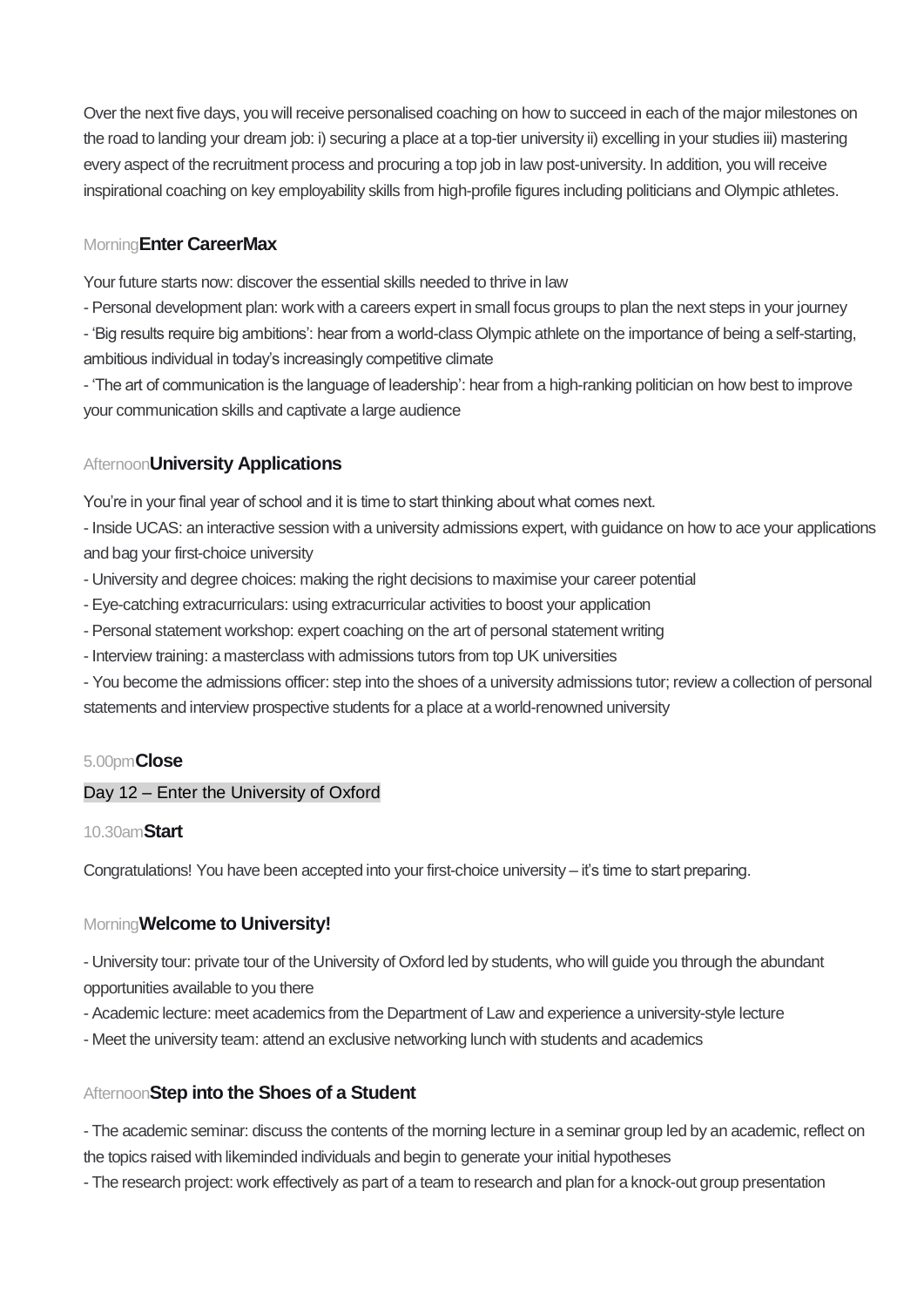Over the next five days, you will receive personalised coaching on how to succeed in each of the major milestones on the road to landing your dream job: i) securing a place at a top-tier university ii) excelling in your studies iii) mastering every aspect of the recruitment process and procuring a top job in law post-university. In addition, you will receive inspirational coaching on key employability skills from high-profile figures including politicians and Olympic athletes.

Morning **Enter CareerMax**

Your future starts now: discover the essential skills needed to thrive in law

- Personal development plan: work with a careers expert in small focus groups to plan the next steps in your journey
- 'Big results require big ambitions': hear from a world-class Olympic athlete on the importance of being a self-starting, ambitious individual in today's increasingly competitive climate
- 'The art of communication is the language of leadership': hear from a high-ranking politician on how best to improve your communication skills and captivate a large audience

Afternoon **University Applications**

You're in your final year of school and it is time to start thinking about what comes next.

- Inside UCAS: an interactive session with a university admissions expert, with guidance on how to ace your applications and bag your first-choice university
- University and degree choices: making the right decisions to maximise your career potential
- Eye-catching extracurriculars: using extracurricular activities to boost your application
- Personal statement workshop: expert coaching on the art of personal statement writing
- Interview training: a masterclass with admissions tutors from top UK universities
- You become the admissions officer: step into the shoes of a university admissions tutor; review a collection of personal statements and interview prospective students for a place at a world-renowned university

5.00pm **Close**

## Day 12 – Enter the University of Oxford

10.30am **Start**

Congratulations! You have been accepted into your first-choice university – it's time to start preparing.

Morning **Welcome to University!**

- University tour: private tour of the University of Oxford led by students, who will guide you through the abundant opportunities available to you there
- Academic lecture: meet academics from the Department of Law and experience a university-style lecture
- Meet the university team: attend an exclusive networking lunch with students and academics

Afternoon **Step into the Shoes of a Student**

- The academic seminar: discuss the contents of the morning lecture in a seminar group led by an academic, reflect on the topics raised with likeminded individuals and begin to generate your initial hypotheses
- The research project: work effectively as part of a team to research and plan for a knock-out group presentation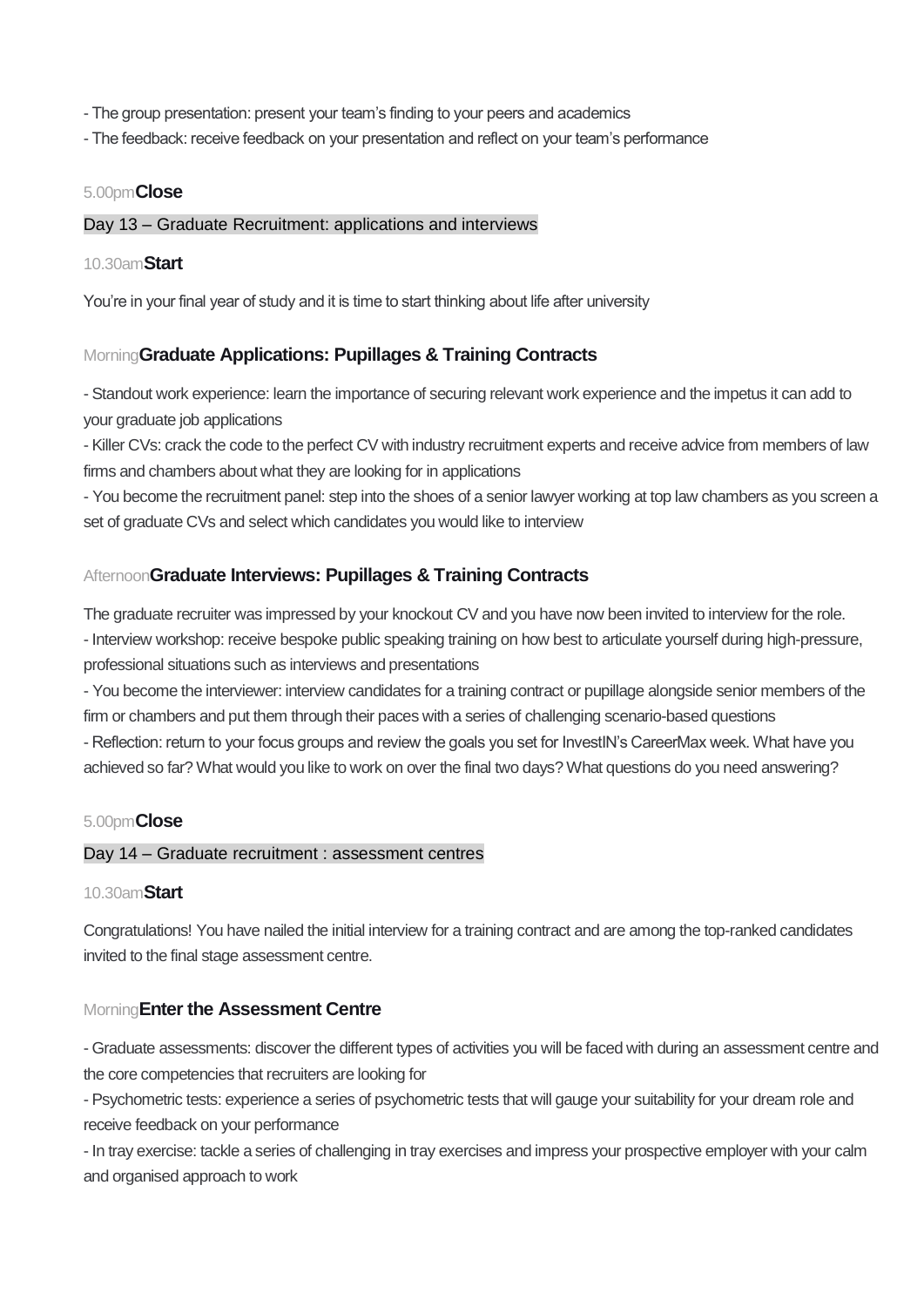- The group presentation: present your team's finding to your peers and academics
- The feedback: receive feedback on your presentation and reflect on your team's performance

5.00pm **Close**

## Day 13 – Graduate Recruitment: applications and interviews

10.30am **Start**

You're in your final year of study and it is time to start thinking about life after university

### Morning **Graduate Applications: Pupillages & Training Contracts**

- Standout work experience: learn the importance of securing relevant work experience and the impetus it can add to your graduate job applications
- Killer CVs: crack the code to the perfect CV with industry recruitment experts and receive advice from members of law firms and chambers about what they are looking for in applications
- You become the recruitment panel: step into the shoes of a senior lawyer working at top law chambers as you screen a set of graduate CVs and select which candidates you would like to interview

### Afternoon **Graduate Interviews: Pupillages & Training Contracts**

The graduate recruiter was impressed by your knockout CV and you have now been invited to interview for the role.

- Interview workshop: receive bespoke public speaking training on how best to articulate yourself during high-pressure, professional situations such as interviews and presentations
- You become the interviewer: interview candidates for a training contract or pupillage alongside senior members of the firm or chambers and put them through their paces with a series of challenging scenario-based questions
- Reflection: return to your focus groups and review the goals you set for InvestIN's CareerMax week. What have you achieved so far? What would you like to work on over the final two days? What questions do you need answering?

5.00pm **Close**

## Day 14 – Graduate recruitment : assessment centres

10.30am **Start**

Congratulations! You have nailed the initial interview for a training contract and are among the top-ranked candidates invited to the final stage assessment centre.

### Morning **Enter the Assessment Centre**

- Graduate assessments: discover the different types of activities you will be faced with during an assessment centre and the core competencies that recruiters are looking for
- Psychometric tests: experience a series of psychometric tests that will gauge your suitability for your dream role and receive feedback on your performance
- In tray exercise: tackle a series of challenging in tray exercises and impress your prospective employer with your calm and organised approach to work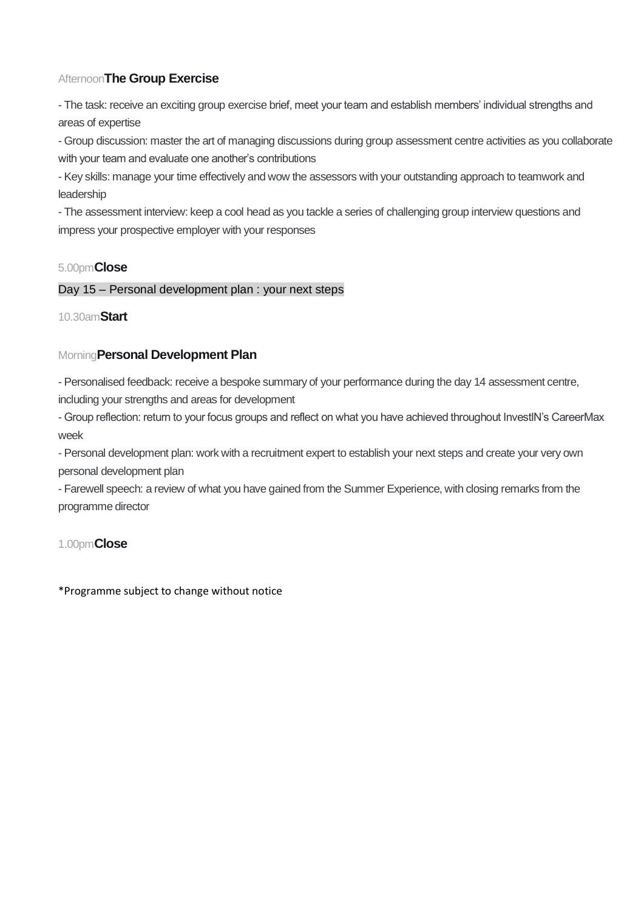Afternoon**The Group Exercise**

- The task: receive an exciting group exercise brief, meet your team and establish members' individual strengths and areas of expertise
- Group discussion: master the art of managing discussions during group assessment centre activities as you collaborate with your team and evaluate one another's contributions
- Key skills: manage your time effectively and wow the assessors with your outstanding approach to teamwork and leadership
- The assessment interview: keep a cool head as you tackle a series of challenging group interview questions and impress your prospective employer with your responses

5.00pm**Close**

## Day 15 – Personal development plan : your next steps

10.30am**Start**

Morning**Personal Development Plan**

- Personalised feedback: receive a bespoke summary of your performance during the day 14 assessment centre, including your strengths and areas for development
- Group reflection: return to your focus groups and reflect on what you have achieved throughout InvestIN's CareerMax week
- Personal development plan: work with a recruitment expert to establish your next steps and create your very own personal development plan
- Farewell speech: a review of what you have gained from the Summer Experience, with closing remarks from the programme director

1.00pm**Close**

*Programme subject to change without notice